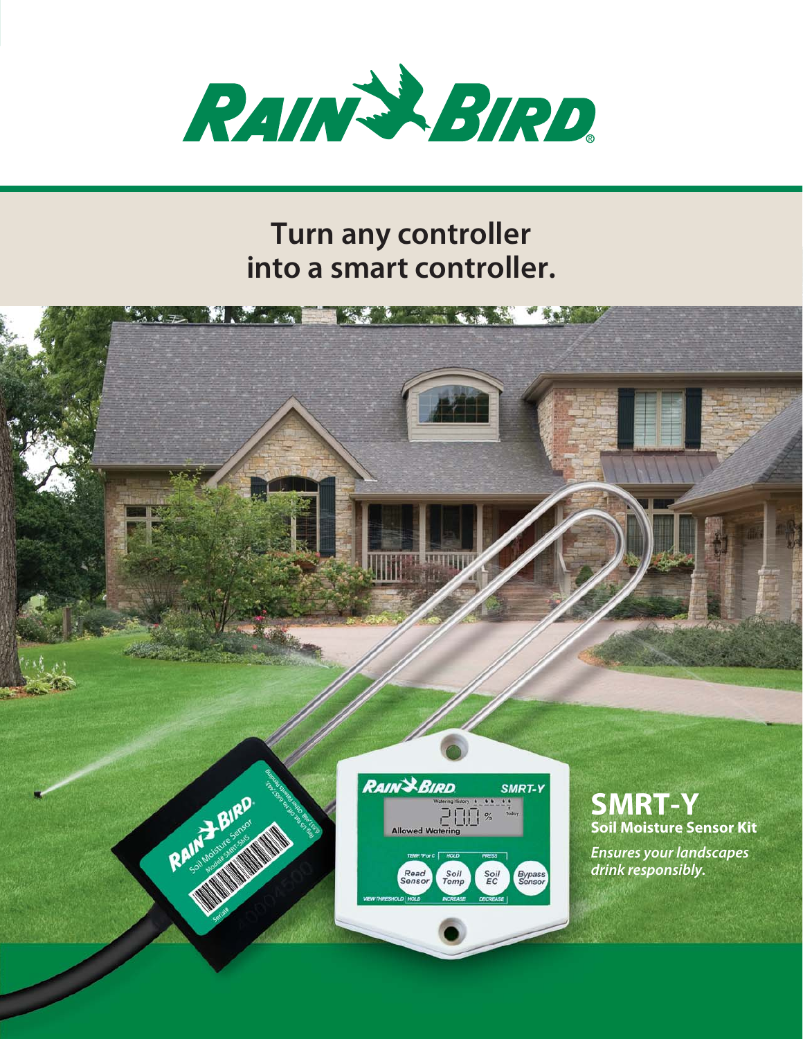# Turn any controller into a smart controller.

## SMRT-Y

**Soil Moisture Sensor Kit**

*Ensures your landscapes drink responsibly.*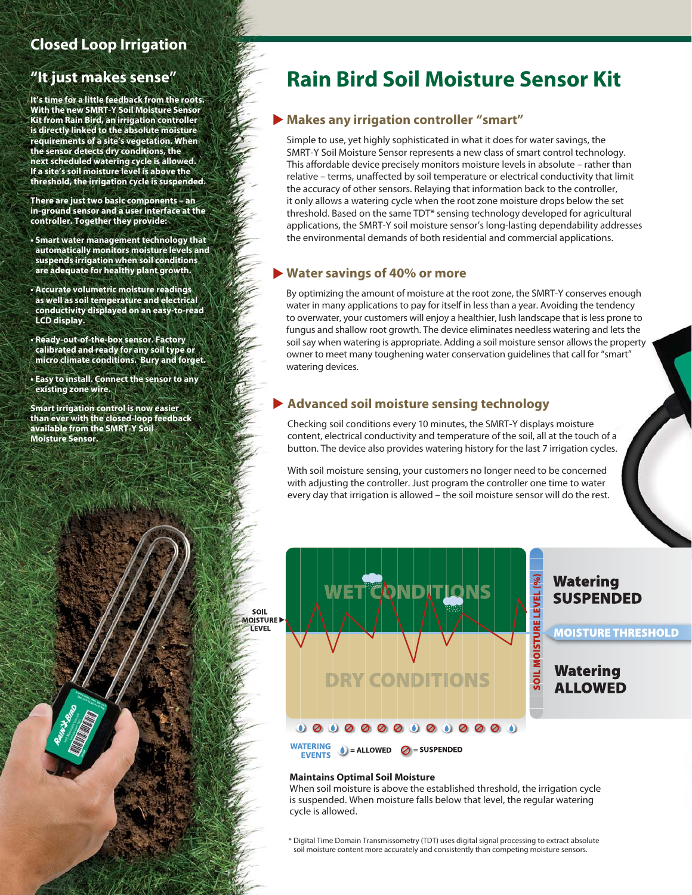## Closed Loop Irrigation

### "It just makes sense"

**It's time for a little feedback from the roots. With the new SMRT-Y Soil Moisture Sensor Kit from Rain Bird, an irrigation controller is directly linked to the absolute moisture requirements of a site's vegetation. When the sensor detects dry conditions, the next scheduled watering cycle is allowed. If a site's soil moisture level is above the threshold, the irrigation cycle is suspended.**

**There are just two basic components – an in-ground sensor and a user interface at the controller. Together they provide:**

- **Smart water management technology that automatically monitors moisture levels and suspends irrigation when soil conditions are adequate for healthy plant growth.**
- **Accurate volumetric moisture readings as well as soil temperature and electrical conductivity displayed on an easy-to-read LCD display.**
- **Ready-out-of-the-box sensor. Factory calibrated and ready for any soil type or micro climate conditions. Bury and forget.**
- **Easy to install. Connect the sensor to any existing zone wire.**

**Smart irrigation control is now easier than ever with the closed-loop feedback available from the SMRT-Y Soil Moisture Sensor.**

# Rain Bird Soil Moisture Sensor Kit

### ▶ Makes any irrigation controller "smart"

Simple to use, yet highly sophisticated in what it does for water savings, the SMRT-Y Soil Moisture Sensor represents a new class of smart control technology. This affordable device precisely monitors moisture levels in absolute – rather than relative – terms, unaffected by soil temperature or electrical conductivity that limit the accuracy of other sensors. Relaying that information back to the controller, it only allows a watering cycle when the root zone moisture drops below the set threshold. Based on the same TDT* sensing technology developed for agricultural applications, the SMRT-Y soil moisture sensor's long-lasting dependability addresses the environmental demands of both residential and commercial applications.

### ▶ Water savings of 40% or more

By optimizing the amount of moisture at the root zone, the SMRT-Y conserves enough water in many applications to pay for itself in less than a year. Avoiding the tendency to overwater, your customers will enjoy a healthier, lush landscape that is less prone to fungus and shallow root growth. The device eliminates needless watering and lets the soil say when watering is appropriate. Adding a soil moisture sensor allows the property owner to meet many toughening water conservation guidelines that call for "smart" watering devices.

### ▶ Advanced soil moisture sensing technology

Checking soil conditions every 10 minutes, the SMRT-Y displays moisture content, electrical conductivity and temperature of the soil, all at the touch of a button. The device also provides watering history for the last 7 irrigation cycles.

With soil moisture sensing, your customers no longer need to be concerned with adjusting the controller. Just program the controller one time to water every day that irrigation is allowed – the soil moisture sensor will do the rest.

SOIL MOISTURE LEVEL ▶ | WET CONDITIONS | DRY CONDITIONS | SOIL MOISTURE LEVEL (%) | Watering SUSPENDED | MOISTURE THRESHOLD | Watering ALLOWED

WATERING EVENTS = ALLOWED = SUSPENDED

**Maintains Optimal Soil Moisture**
When soil moisture is above the established threshold, the irrigation cycle is suspended. When moisture falls below that level, the regular watering cycle is allowed.

\* Digital Time Domain Transmissometry (TDT) uses digital signal processing to extract absolute soil moisture content more accurately and consistently than competing moisture sensors.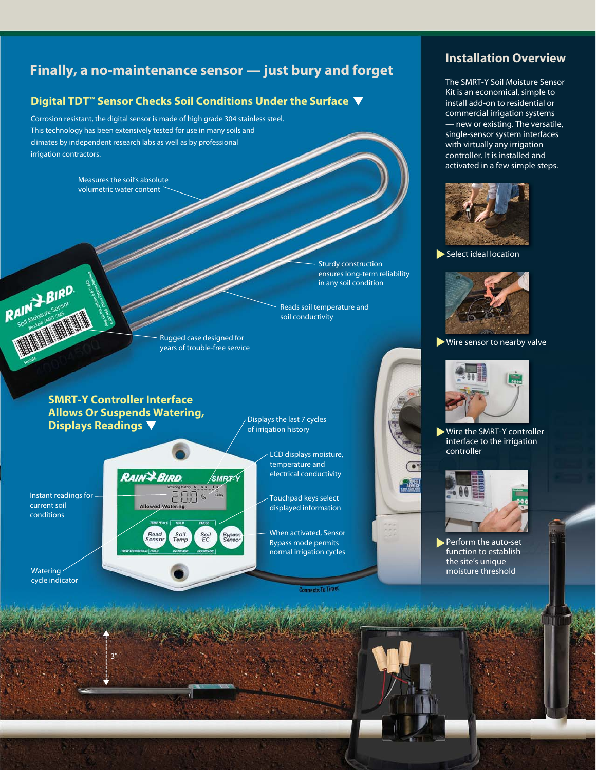## Finally, a no-maintenance sensor — just bury and forget

### Digital TDT™ Sensor Checks Soil Conditions Under the Surface ▼

Corrosion resistant, the digital sensor is made of high grade 304 stainless steel. This technology has been extensively tested for use in many soils and climates by independent research labs as well as by professional irrigation contractors.

- Measures the soil's absolute volumetric water content
- Sturdy construction ensures long-term reliability in any soil condition
- Reads soil temperature and soil conductivity
- Rugged case designed for years of trouble-free service

### SMRT-Y Controller Interface Allows Or Suspends Watering, Displays Readings ▼

- Displays the last 7 cycles of irrigation history
- LCD displays moisture, temperature and electrical conductivity
- Instant readings for current soil conditions
- Touchpad keys select displayed information
- When activated, Sensor Bypass mode permits normal irrigation cycles
- Watering cycle indicator

3"

## Installation Overview

The SMRT-Y Soil Moisture Sensor Kit is an economical, simple to install add-on to residential or commercial irrigation systems — new or existing. The versatile, single-sensor system interfaces with virtually any irrigation controller. It is installed and activated in a few simple steps.

- Select ideal location
- Wire sensor to nearby valve
- Wire the SMRT-Y controller interface to the irrigation controller
- Perform the auto-set function to establish the site's unique moisture threshold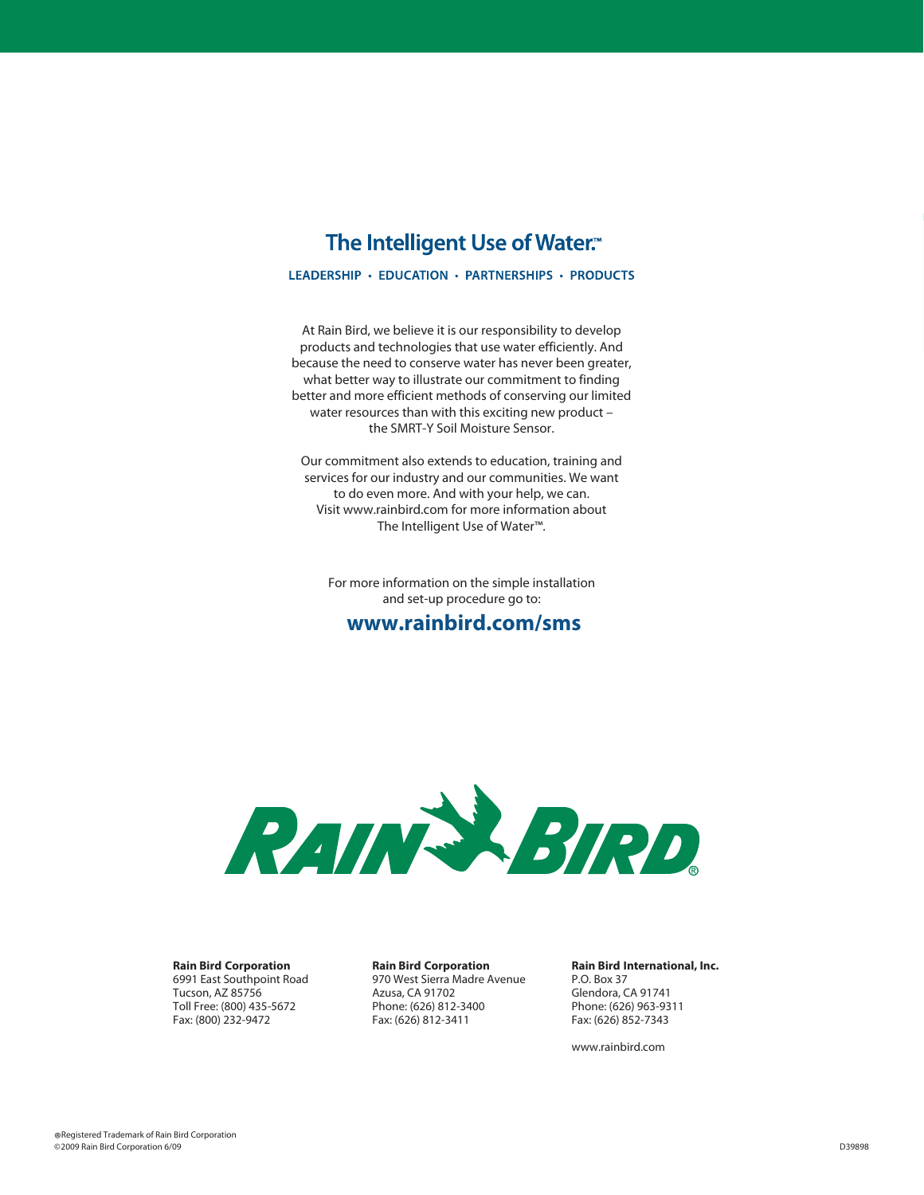## The Intelligent Use of Water.™

**LEADERSHIP • EDUCATION • PARTNERSHIPS • PRODUCTS**

At Rain Bird, we believe it is our responsibility to develop products and technologies that use water efficiently. And because the need to conserve water has never been greater, what better way to illustrate our commitment to finding better and more efficient methods of conserving our limited water resources than with this exciting new product – the SMRT-Y Soil Moisture Sensor.

Our commitment also extends to education, training and services for our industry and our communities. We want to do even more. And with your help, we can. Visit www.rainbird.com for more information about The Intelligent Use of Water™.

For more information on the simple installation and set-up procedure go to:

**www.rainbird.com/sms**

RAIN BIRD®

**Rain Bird Corporation**
6991 East Southpoint Road
Tucson, AZ 85756
Toll Free: (800) 435-5672
Fax: (800) 232-9472

**Rain Bird Corporation**
970 West Sierra Madre Avenue
Azusa, CA 91702
Phone: (626) 812-3400
Fax: (626) 812-3411

**Rain Bird International, Inc.**
P.O. Box 37
Glendora, CA 91741
Phone: (626) 963-9311
Fax: (626) 852-7343

www.rainbird.com

®Registered Trademark of Rain Bird Corporation
©2009 Rain Bird Corporation 6/09

D39898